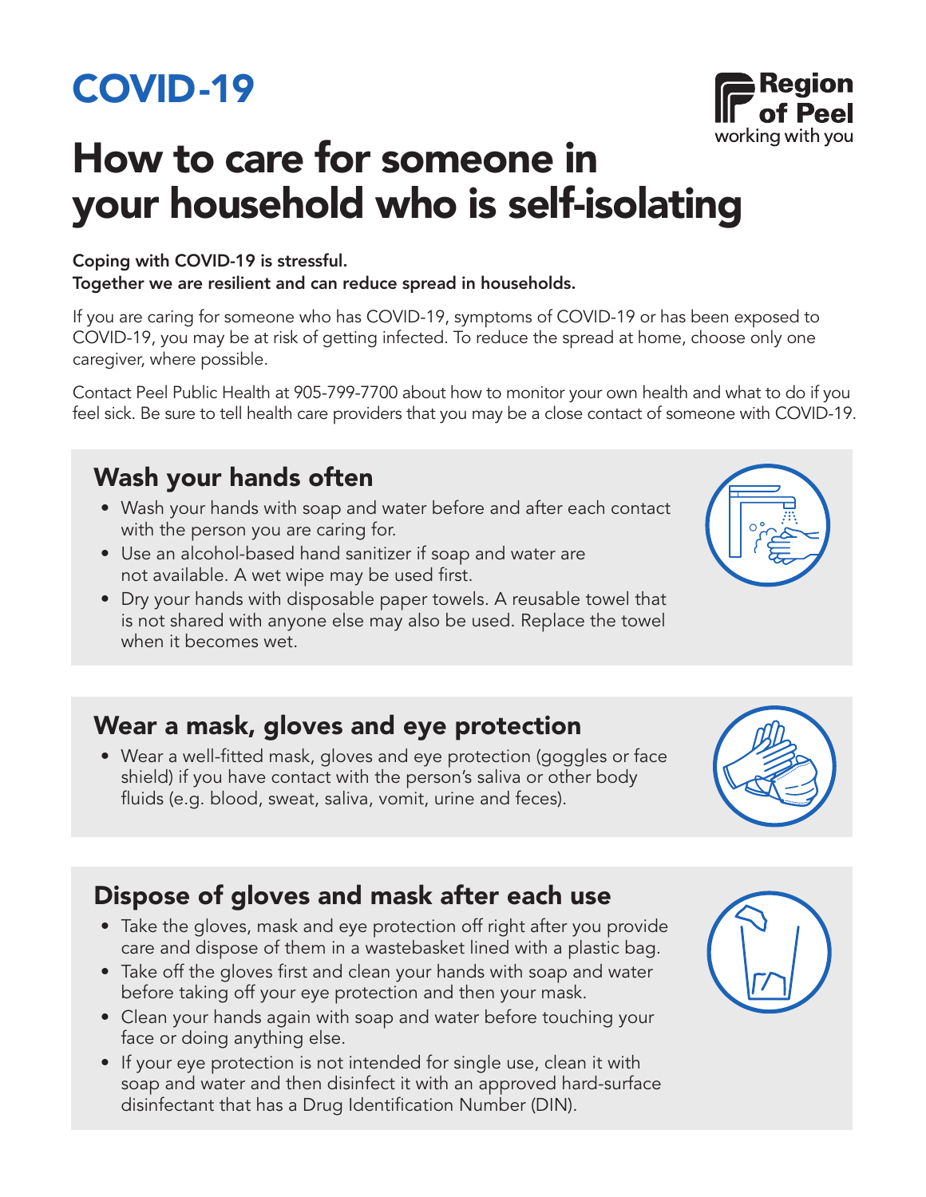# COVID-19

Region of Peel
working with you

# How to care for someone in your household who is self-isolating

**Coping with COVID-19 is stressful.**
**Together we are resilient and can reduce spread in households.**

If you are caring for someone who has COVID-19, symptoms of COVID-19 or has been exposed to COVID-19, you may be at risk of getting infected. To reduce the spread at home, choose only one caregiver, where possible.

Contact Peel Public Health at 905-799-7700 about how to monitor your own health and what to do if you feel sick. Be sure to tell health care providers that you may be a close contact of someone with COVID-19.

## Wash your hands often

- Wash your hands with soap and water before and after each contact with the person you are caring for.
- Use an alcohol-based hand sanitizer if soap and water are not available. A wet wipe may be used first.
- Dry your hands with disposable paper towels. A reusable towel that is not shared with anyone else may also be used. Replace the towel when it becomes wet.

## Wear a mask, gloves and eye protection

- Wear a well-fitted mask, gloves and eye protection (goggles or face shield) if you have contact with the person's saliva or other body fluids (e.g. blood, sweat, saliva, vomit, urine and feces).

## Dispose of gloves and mask after each use

- Take the gloves, mask and eye protection off right after you provide care and dispose of them in a wastebasket lined with a plastic bag.
- Take off the gloves first and clean your hands with soap and water before taking off your eye protection and then your mask.
- Clean your hands again with soap and water before touching your face or doing anything else.
- If your eye protection is not intended for single use, clean it with soap and water and then disinfect it with an approved hard-surface disinfectant that has a Drug Identification Number (DIN).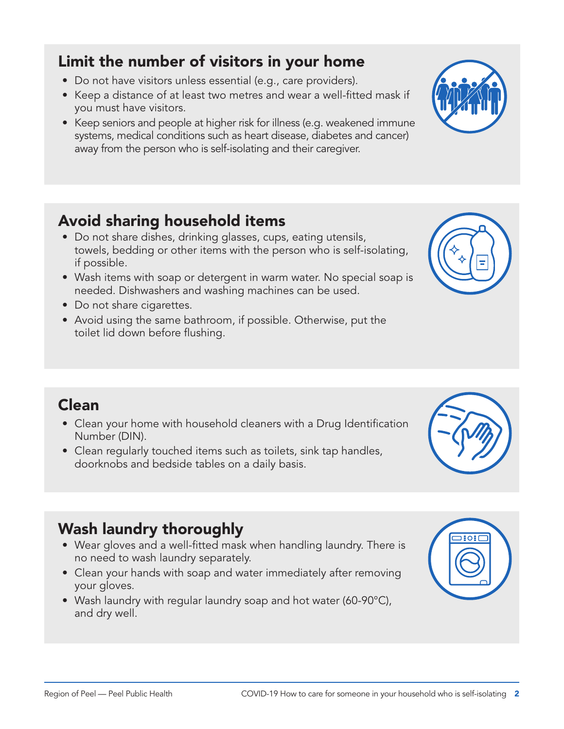## Limit the number of visitors in your home

- Do not have visitors unless essential (e.g., care providers).
- Keep a distance of at least two metres and wear a well-fitted mask if you must have visitors.
- Keep seniors and people at higher risk for illness (e.g. weakened immune systems, medical conditions such as heart disease, diabetes and cancer) away from the person who is self-isolating and their caregiver.

## Avoid sharing household items

- Do not share dishes, drinking glasses, cups, eating utensils, towels, bedding or other items with the person who is self-isolating, if possible.
- Wash items with soap or detergent in warm water. No special soap is needed. Dishwashers and washing machines can be used.
- Do not share cigarettes.
- Avoid using the same bathroom, if possible. Otherwise, put the toilet lid down before flushing.

## Clean

- Clean your home with household cleaners with a Drug Identification Number (DIN).
- Clean regularly touched items such as toilets, sink tap handles, doorknobs and bedside tables on a daily basis.

## Wash laundry thoroughly

- Wear gloves and a well-fitted mask when handling laundry. There is no need to wash laundry separately.
- Clean your hands with soap and water immediately after removing your gloves.
- Wash laundry with regular laundry soap and hot water (60-90°C), and dry well.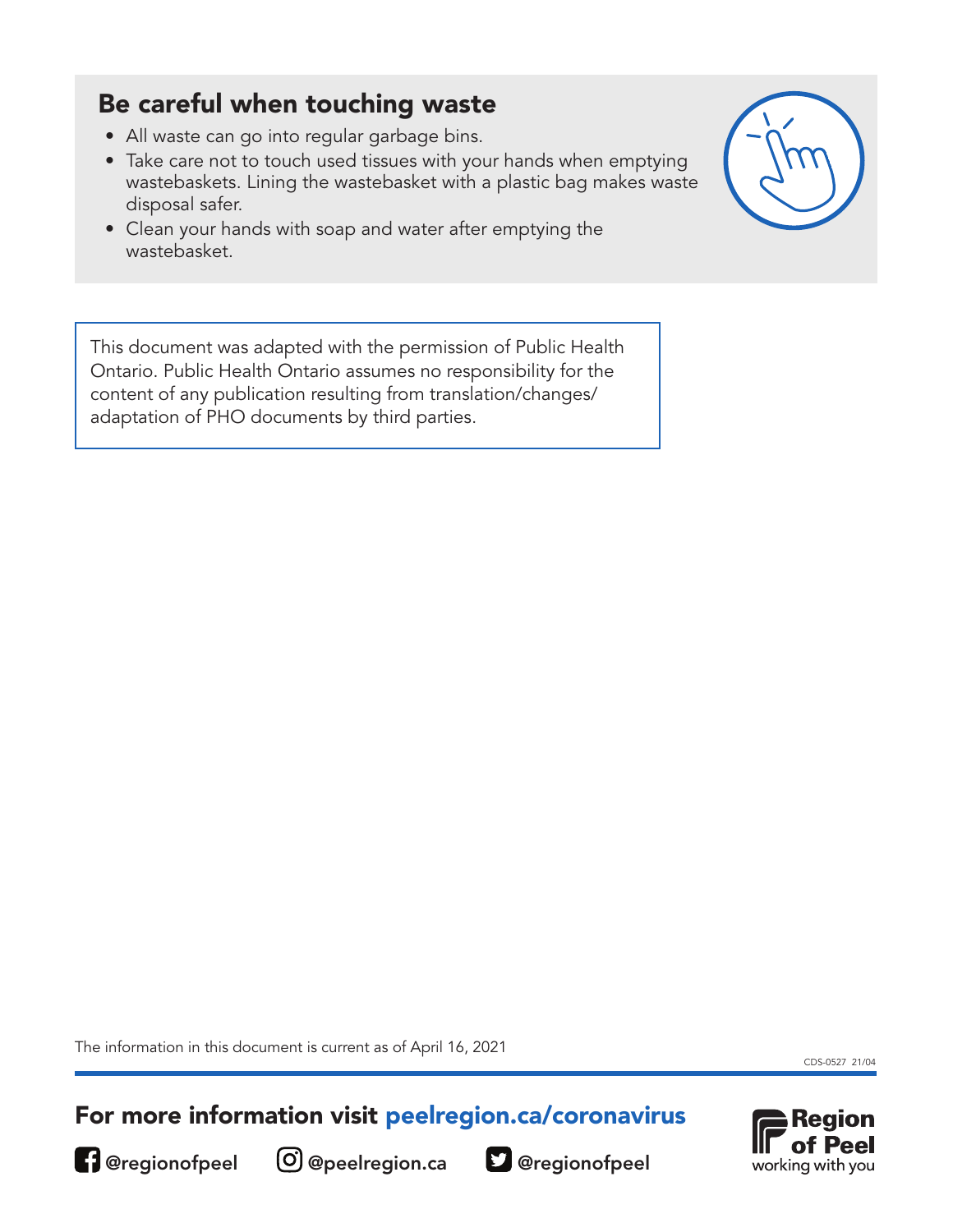## Be careful when touching waste

- All waste can go into regular garbage bins.
- Take care not to touch used tissues with your hands when emptying wastebaskets. Lining the wastebasket with a plastic bag makes waste disposal safer.
- Clean your hands with soap and water after emptying the wastebasket.

This document was adapted with the permission of Public Health Ontario. Public Health Ontario assumes no responsibility for the content of any publication resulting from translation/changes/ adaptation of PHO documents by third parties.

The information in this document is current as of April 16, 2021

CDS-0527 21/04

**For more information visit peelregion.ca/coronavirus**

@regionofpeel @peelregion.ca @regionofpeel

Region of Peel
working with you